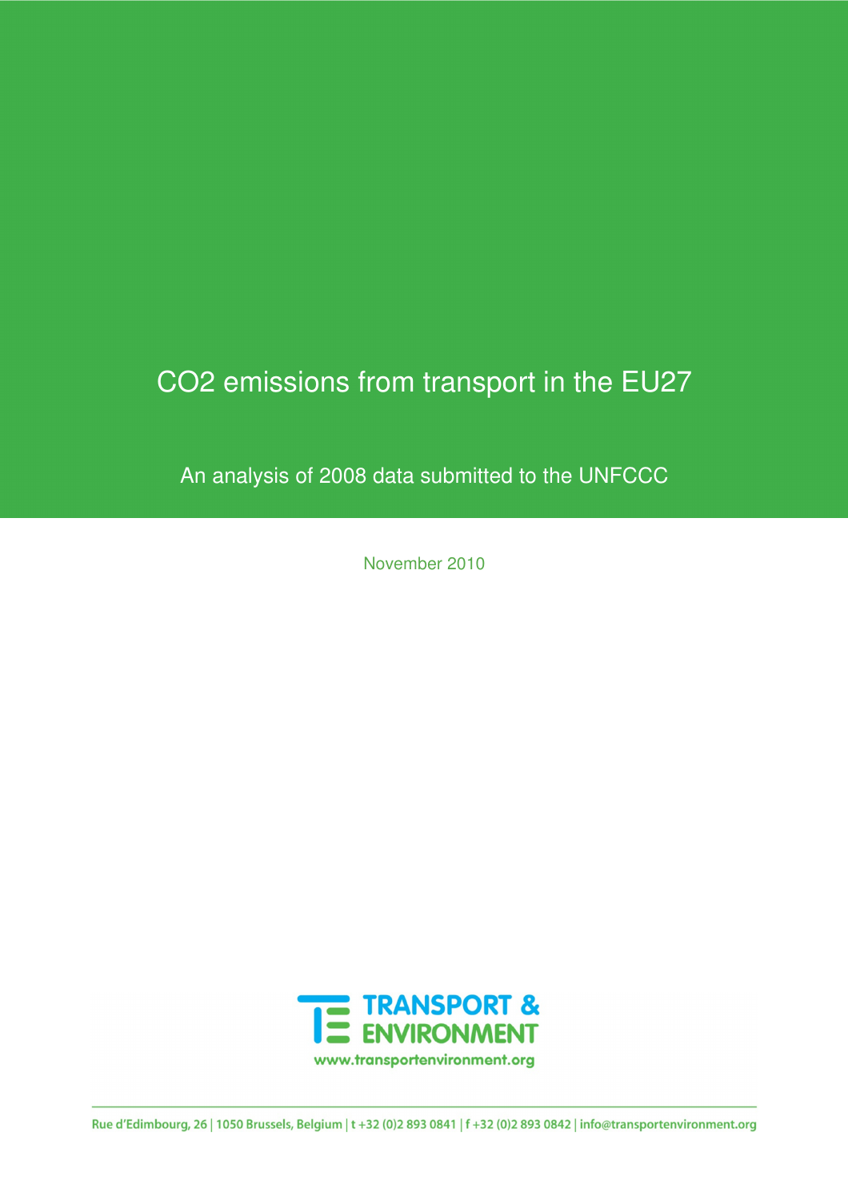# CO2 emissions from transport in the EU27

## An analysis of 2008 data submitted to the UNFCCC

November 2010

TRANSPORT & ENVIRONMENT

www.transportenvironment.org

Rue d'Edimbourg, 26 | 1050 Brussels, Belgium | t +32 (0)2 893 0841 | f +32 (0)2 893 0842 | info@transportenvironment.org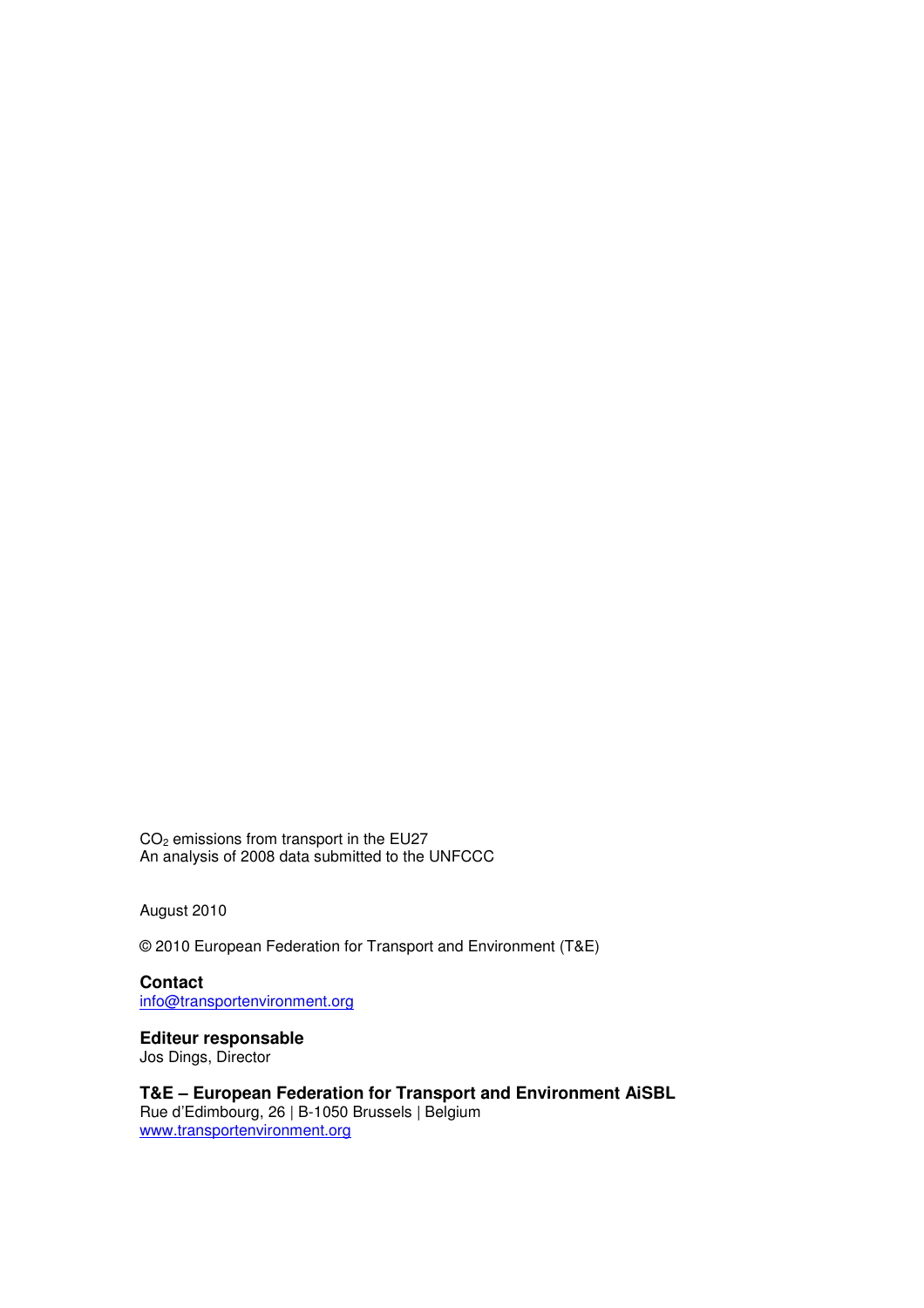$CO_2$ emissions from transport in the EU27
An analysis of 2008 data submitted to the UNFCCC

August 2010

© 2010 European Federation for Transport and Environment (T&E)

**Contact**
info@transportenvironment.org

**Editeur responsable**
Jos Dings, Director

**T&E – European Federation for Transport and Environment AiSBL**
Rue d'Edimbourg, 26 | B-1050 Brussels | Belgium
www.transportenvironment.org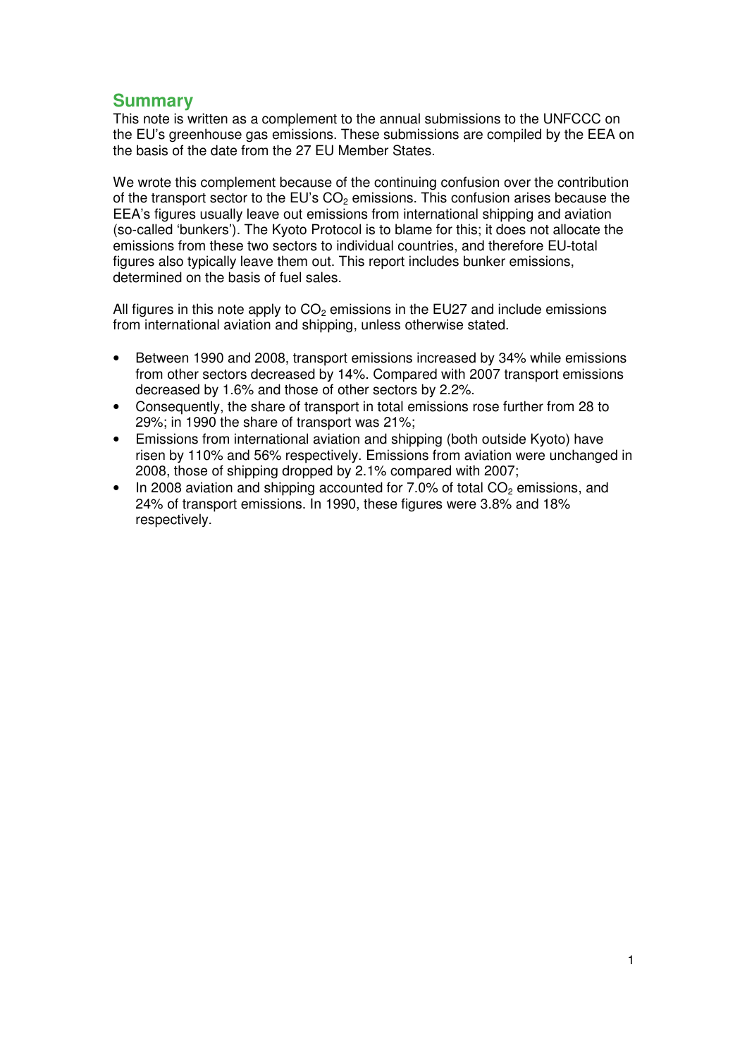## Summary

This note is written as a complement to the annual submissions to the UNFCCC on the EU's greenhouse gas emissions. These submissions are compiled by the EEA on the basis of the date from the 27 EU Member States.

We wrote this complement because of the continuing confusion over the contribution of the transport sector to the EU's $CO_2$ emissions. This confusion arises because the EEA's figures usually leave out emissions from international shipping and aviation (so-called 'bunkers'). The Kyoto Protocol is to blame for this; it does not allocate the emissions from these two sectors to individual countries, and therefore EU-total figures also typically leave them out. This report includes bunker emissions, determined on the basis of fuel sales.

All figures in this note apply to $CO_2$ emissions in the EU27 and include emissions from international aviation and shipping, unless otherwise stated.

- Between 1990 and 2008, transport emissions increased by 34% while emissions from other sectors decreased by 14%. Compared with 2007 transport emissions decreased by 1.6% and those of other sectors by 2.2%.
- Consequently, the share of transport in total emissions rose further from 28 to 29%; in 1990 the share of transport was 21%;
- Emissions from international aviation and shipping (both outside Kyoto) have risen by 110% and 56% respectively. Emissions from aviation were unchanged in 2008, those of shipping dropped by 2.1% compared with 2007;
- In 2008 aviation and shipping accounted for 7.0% of total $CO_2$ emissions, and 24% of transport emissions. In 1990, these figures were 3.8% and 18% respectively.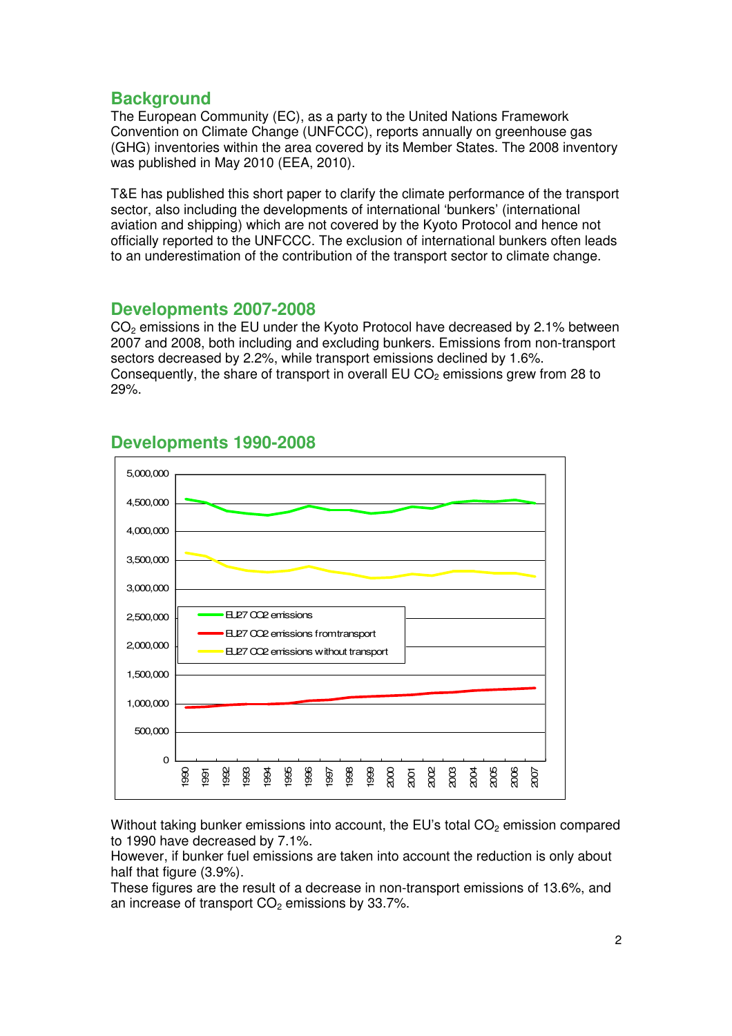## Background

The European Community (EC), as a party to the United Nations Framework Convention on Climate Change (UNFCCC), reports annually on greenhouse gas (GHG) inventories within the area covered by its Member States. The 2008 inventory was published in May 2010 (EEA, 2010).

T&E has published this short paper to clarify the climate performance of the transport sector, also including the developments of international 'bunkers' (international aviation and shipping) which are not covered by the Kyoto Protocol and hence not officially reported to the UNFCCC. The exclusion of international bunkers often leads to an underestimation of the contribution of the transport sector to climate change.

## Developments 2007-2008

$CO_2$ emissions in the EU under the Kyoto Protocol have decreased by 2.1% between 2007 and 2008, both including and excluding bunkers. Emissions from non-transport sectors decreased by 2.2%, while transport emissions declined by 1.6%. Consequently, the share of transport in overall EU $CO_2$ emissions grew from 28 to 29%.

## Developments 1990-2008

Without taking bunker emissions into account, the EU's total $CO_2$ emission compared to 1990 have decreased by 7.1%.
However, if bunker fuel emissions are taken into account the reduction is only about half that figure (3.9%).
These figures are the result of a decrease in non-transport emissions of 13.6%, and an increase of transport $CO_2$ emissions by 33.7%.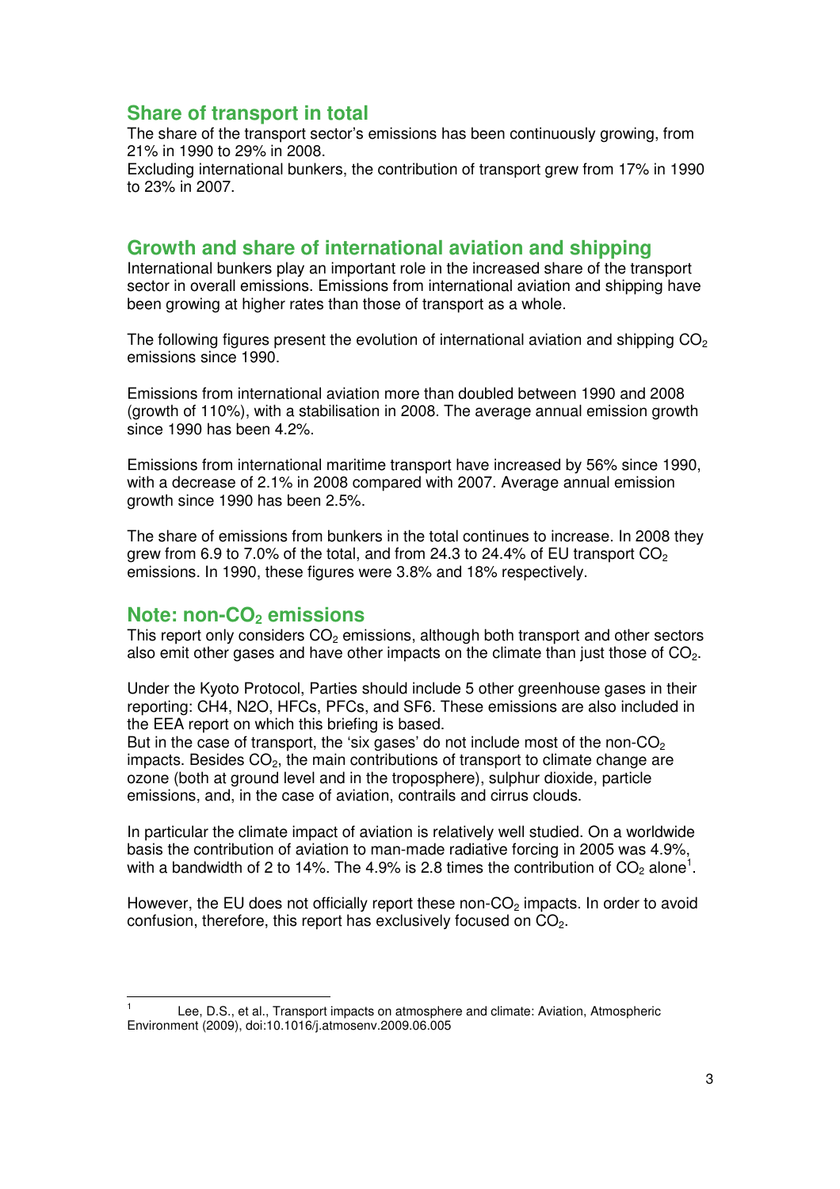## Share of transport in total

The share of the transport sector's emissions has been continuously growing, from 21% in 1990 to 29% in 2008.
Excluding international bunkers, the contribution of transport grew from 17% in 1990 to 23% in 2007.

## Growth and share of international aviation and shipping

International bunkers play an important role in the increased share of the transport sector in overall emissions. Emissions from international aviation and shipping have been growing at higher rates than those of transport as a whole.

The following figures present the evolution of international aviation and shipping $CO_2$ emissions since 1990.

Emissions from international aviation more than doubled between 1990 and 2008 (growth of 110%), with a stabilisation in 2008. The average annual emission growth since 1990 has been 4.2%.

Emissions from international maritime transport have increased by 56% since 1990, with a decrease of 2.1% in 2008 compared with 2007. Average annual emission growth since 1990 has been 2.5%.

The share of emissions from bunkers in the total continues to increase. In 2008 they grew from 6.9 to 7.0% of the total, and from 24.3 to 24.4% of EU transport $CO_2$ emissions. In 1990, these figures were 3.8% and 18% respectively.

## Note: non-$CO_2$ emissions

This report only considers $CO_2$ emissions, although both transport and other sectors also emit other gases and have other impacts on the climate than just those of $CO_2$.

Under the Kyoto Protocol, Parties should include 5 other greenhouse gases in their reporting: CH4, N2O, HFCs, PFCs, and SF6. These emissions are also included in the EEA report on which this briefing is based.
But in the case of transport, the 'six gases' do not include most of the non-$CO_2$ impacts. Besides $CO_2$, the main contributions of transport to climate change are ozone (both at ground level and in the troposphere), sulphur dioxide, particle emissions, and, in the case of aviation, contrails and cirrus clouds.

In particular the climate impact of aviation is relatively well studied. On a worldwide basis the contribution of aviation to man-made radiative forcing in 2005 was 4.9%, with a bandwidth of 2 to 14%. The 4.9% is 2.8 times the contribution of $CO_2$ alone[1].

However, the EU does not officially report these non-$CO_2$ impacts. In order to avoid confusion, therefore, this report has exclusively focused on $CO_2$.

---

[1] Lee, D.S., et al., Transport impacts on atmosphere and climate: Aviation, Atmospheric Environment (2009), doi:10.1016/j.atmosenv.2009.06.005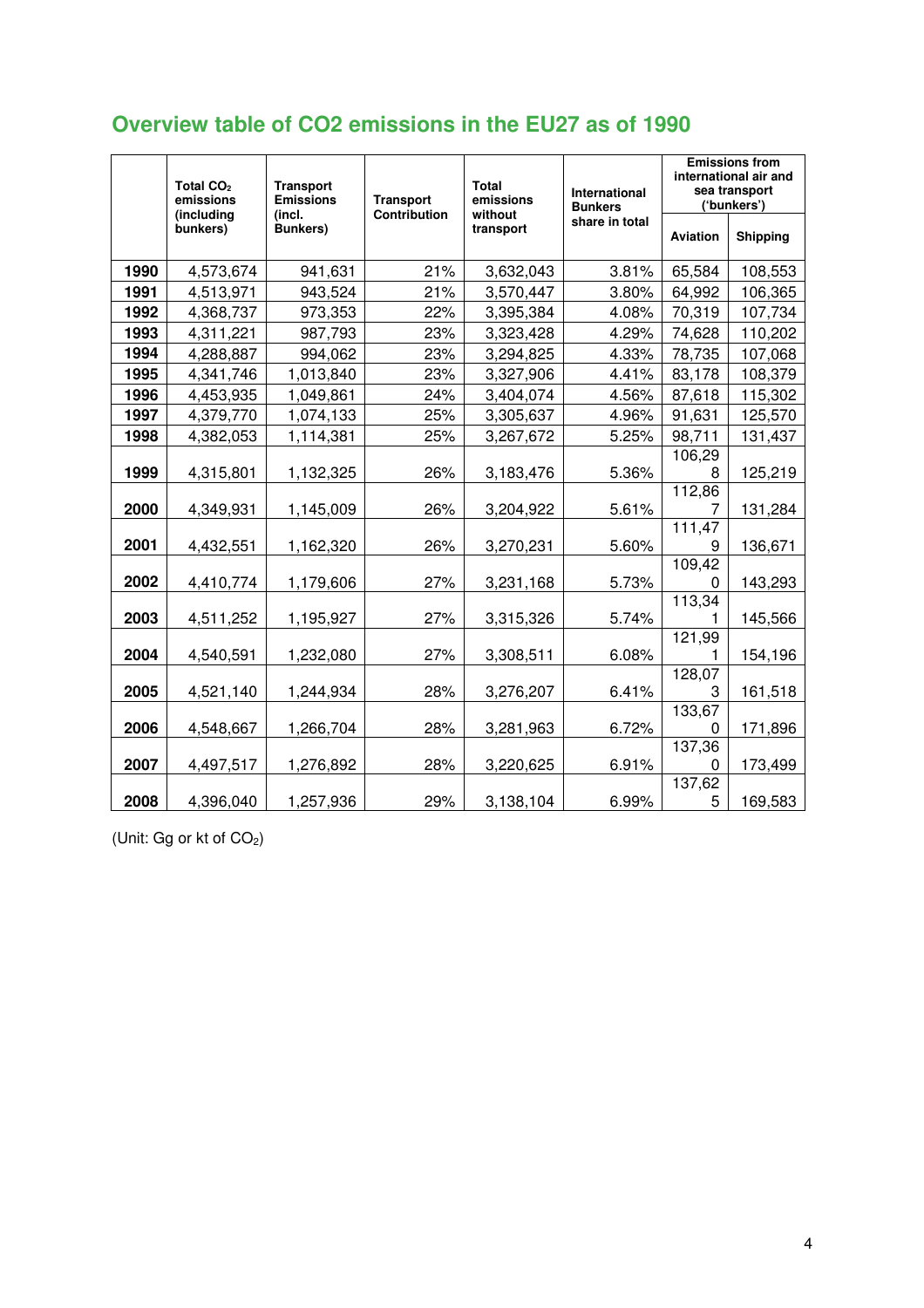## Overview table of CO2 emissions in the EU27 as of 1990

| | Total $CO_2$ emissions (including bunkers) | Transport Emissions (incl. Bunkers) | Transport Contribution | Total emissions without transport | International Bunkers share in total | Emissions from international air and sea transport ('bunkers') | |
|---|---|---|---|---|---|---|---|
| | | | | | | Aviation | Shipping |
| **1990** | 4,573,674 | 941,631 | 21% | 3,632,043 | 3.81% | 65,584 | 108,553 |
| **1991** | 4,513,971 | 943,524 | 21% | 3,570,447 | 3.80% | 64,992 | 106,365 |
| **1992** | 4,368,737 | 973,353 | 22% | 3,395,384 | 4.08% | 70,319 | 107,734 |
| **1993** | 4,311,221 | 987,793 | 23% | 3,323,428 | 4.29% | 74,628 | 110,202 |
| **1994** | 4,288,887 | 994,062 | 23% | 3,294,825 | 4.33% | 78,735 | 107,068 |
| **1995** | 4,341,746 | 1,013,840 | 23% | 3,327,906 | 4.41% | 83,178 | 108,379 |
| **1996** | 4,453,935 | 1,049,861 | 24% | 3,404,074 | 4.56% | 87,618 | 115,302 |
| **1997** | 4,379,770 | 1,074,133 | 25% | 3,305,637 | 4.96% | 91,631 | 125,570 |
| **1998** | 4,382,053 | 1,114,381 | 25% | 3,267,672 | 5.25% | 98,711 | 131,437 |
| **1999** | 4,315,801 | 1,132,325 | 26% | 3,183,476 | 5.36% | 106,298 | 125,219 |
| **2000** | 4,349,931 | 1,145,009 | 26% | 3,204,922 | 5.61% | 112,867 | 131,284 |
| **2001** | 4,432,551 | 1,162,320 | 26% | 3,270,231 | 5.60% | 111,479 | 136,671 |
| **2002** | 4,410,774 | 1,179,606 | 27% | 3,231,168 | 5.73% | 109,420 | 143,293 |
| **2003** | 4,511,252 | 1,195,927 | 27% | 3,315,326 | 5.74% | 113,341 | 145,566 |
| **2004** | 4,540,591 | 1,232,080 | 27% | 3,308,511 | 6.08% | 121,991 | 154,196 |
| **2005** | 4,521,140 | 1,244,934 | 28% | 3,276,207 | 6.41% | 128,073 | 161,518 |
| **2006** | 4,548,667 | 1,266,704 | 28% | 3,281,963 | 6.72% | 133,670 | 171,896 |
| **2007** | 4,497,517 | 1,276,892 | 28% | 3,220,625 | 6.91% | 137,360 | 173,499 |
| **2008** | 4,396,040 | 1,257,936 | 29% | 3,138,104 | 6.99% | 137,625 | 169,583 |

(Unit: Gg or kt of $CO_2$)